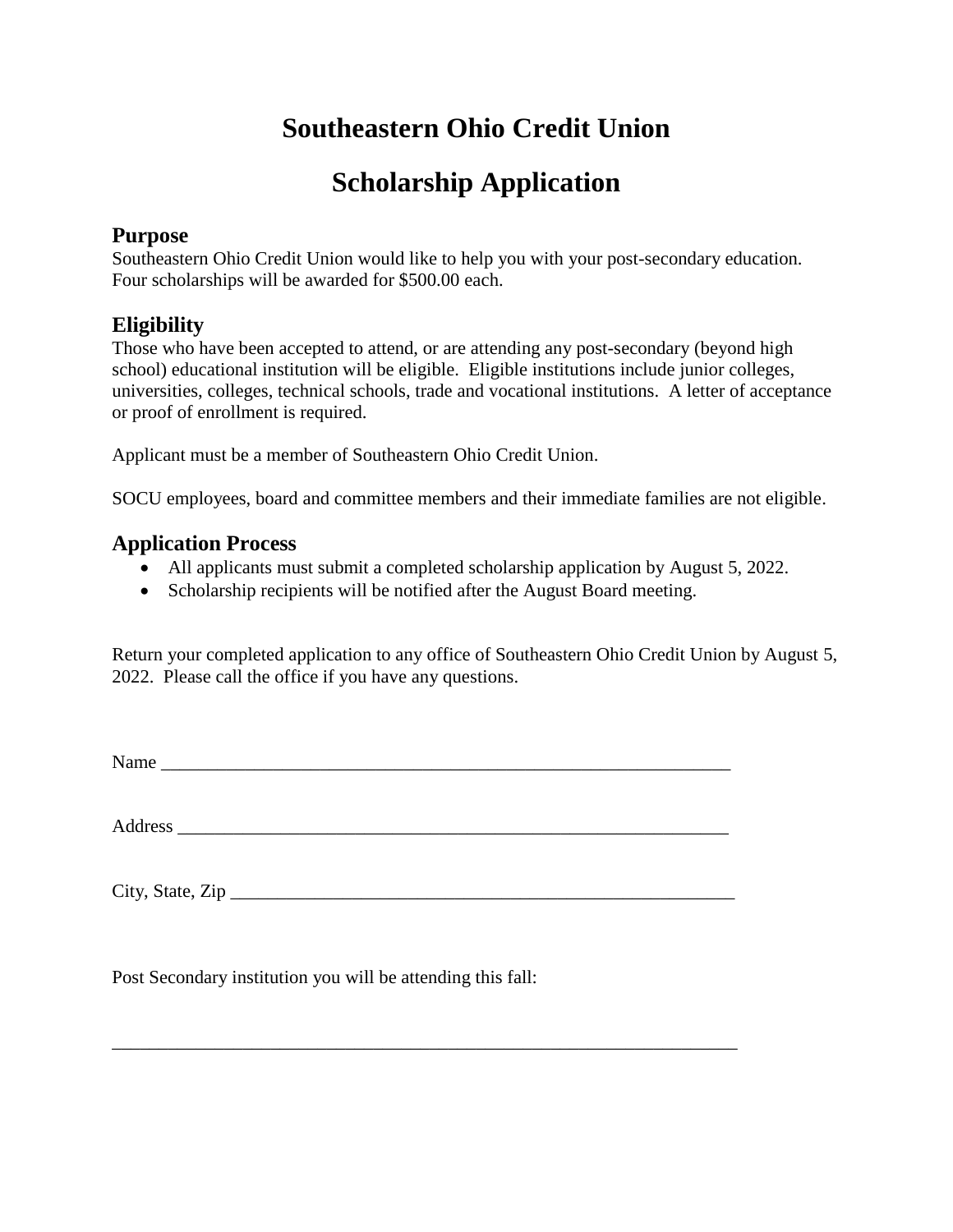# Southeastern Ohio Credit Union

# Scholarship Application

## Purpose

Southeastern Ohio Credit Union would like to help you with your post-secondary education. Four scholarships will be awarded for $500.00 each.

## Eligibility

Those who have been accepted to attend, or are attending any post-secondary (beyond high school) educational institution will be eligible. Eligible institutions include junior colleges, universities, colleges, technical schools, trade and vocational institutions. A letter of acceptance or proof of enrollment is required.

Applicant must be a member of Southeastern Ohio Credit Union.

SOCU employees, board and committee members and their immediate families are not eligible.

## Application Process

- All applicants must submit a completed scholarship application by August 5, 2022.
- Scholarship recipients will be notified after the August Board meeting.

Return your completed application to any office of Southeastern Ohio Credit Union by August 5, 2022. Please call the office if you have any questions.

Name ______________________________________________________________

Address ____________________________________________________________

City, State, Zip ______________________________________________________

Post Secondary institution you will be attending this fall:

____________________________________________________________________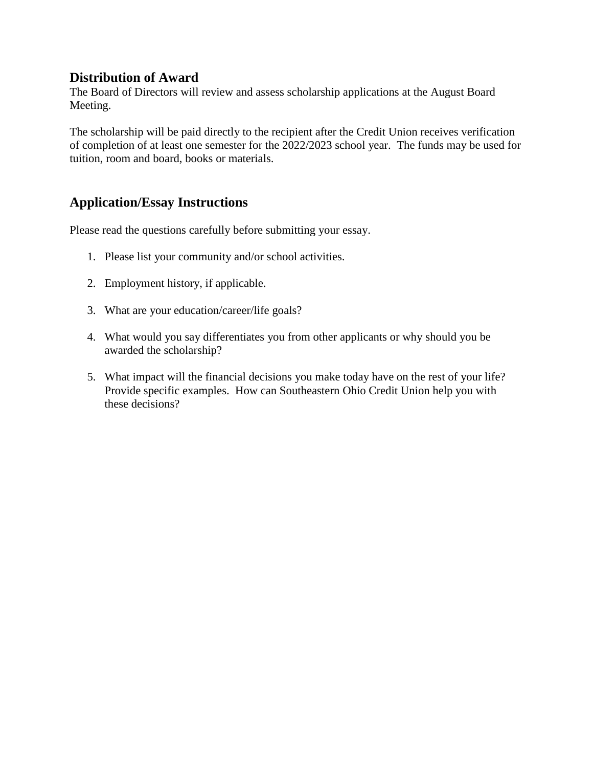## Distribution of Award

The Board of Directors will review and assess scholarship applications at the August Board Meeting.

The scholarship will be paid directly to the recipient after the Credit Union receives verification of completion of at least one semester for the 2022/2023 school year. The funds may be used for tuition, room and board, books or materials.

## Application/Essay Instructions

Please read the questions carefully before submitting your essay.

1. Please list your community and/or school activities.
2. Employment history, if applicable.
3. What are your education/career/life goals?
4. What would you say differentiates you from other applicants or why should you be awarded the scholarship?
5. What impact will the financial decisions you make today have on the rest of your life? Provide specific examples. How can Southeastern Ohio Credit Union help you with these decisions?